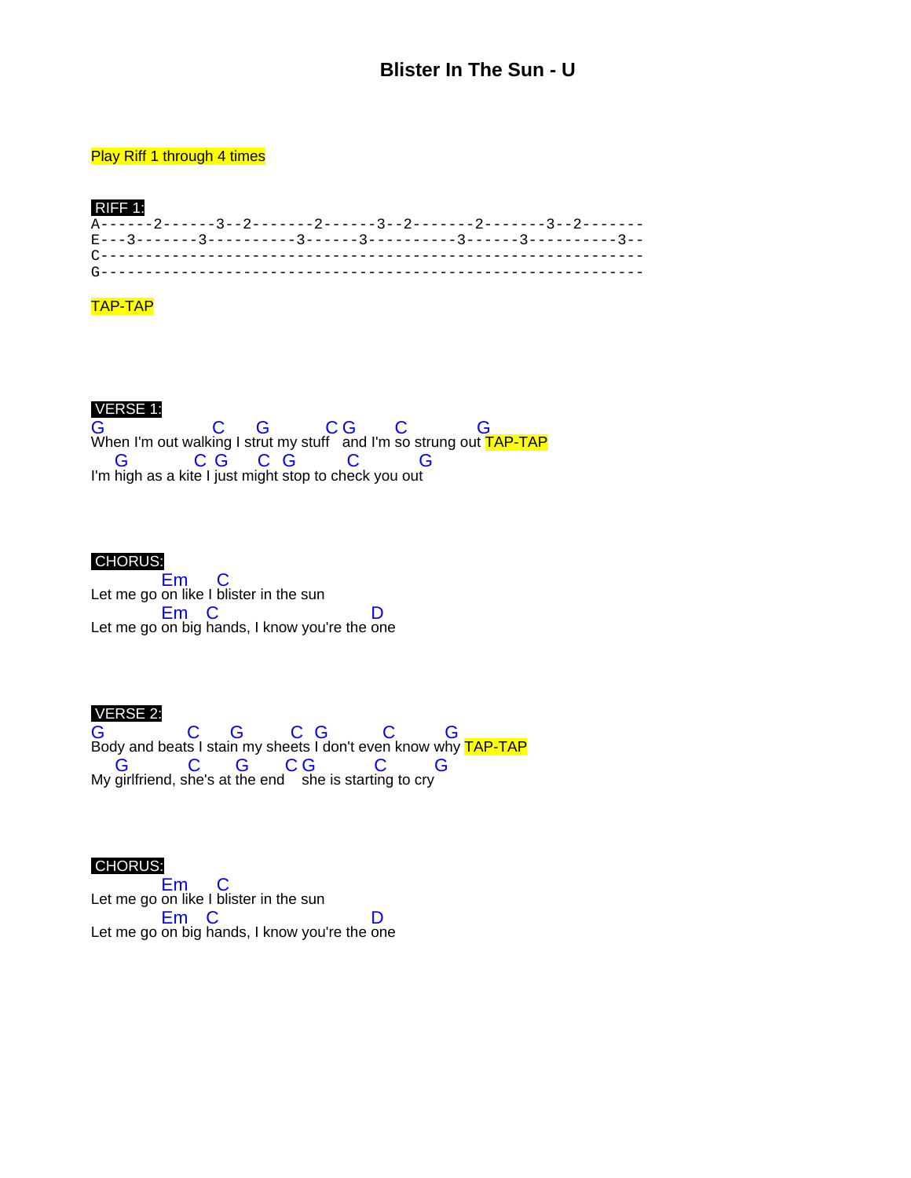# Blister In The Sun - U

Play Riff 1 through 4 times

**RIFF 1:**

```
A------2------3--2-------2------3--2-------2-------3--2-------
E---3-------3----------3------3----------3------3----------3--
C-------------------------------------------------------------
G-------------------------------------------------------------
```

TAP-TAP

**VERSE 1:**

```
G                  C     G          C G       C             G
When I'm out walking I strut my stuff   and I'm so strung out TAP-TAP
    G           C  G    C  G          C          G
I'm high as a kite I just might stop to check you out
```

**CHORUS:**

```
            Em     C
Let me go on like I blister in the sun
            Em   C                     D
Let me go on big hands, I know you're the one
```

**VERSE 2:**

```
G              C     G         C  G          C         G
Body and beats I stain my sheets I don't even know why TAP-TAP
    G          C      G      C G          C         G
My girlfriend, she's at the end   she is starting to cry
```

**CHORUS:**

```
            Em     C
Let me go on like I blister in the sun
            Em   C                     D
Let me go on big hands, I know you're the one
```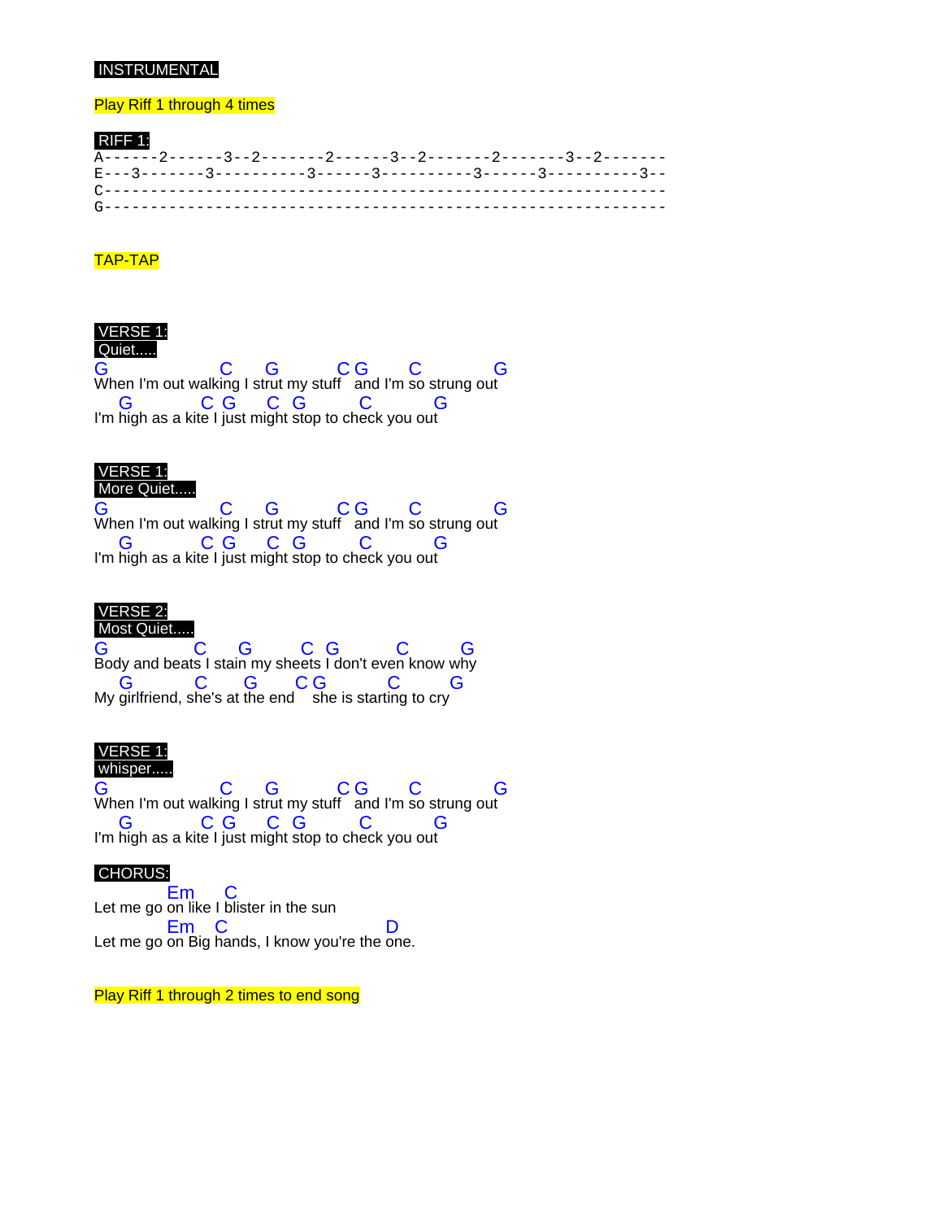**INSTRUMENTAL**

Play Riff 1 through 4 times

**RIFF 1:**

```
A------2------3--2-------2------3--2-------2-------3--2-------
E---3-------3----------3------3----------3------3----------3--
C-------------------------------------------------------------
G-------------------------------------------------------------
```

TAP-TAP

**VERSE 1:**
**Quiet.....**

```
G                   C      G           C G       C            G
When I'm out walking I strut my stuff   and I'm so strung out
    G            C  G      C   G          C           G
I'm high as a kite I just might stop to check you out
```

**VERSE 1:**
**More Quiet.....**

```
G                   C      G           C G       C            G
When I'm out walking I strut my stuff   and I'm so strung out
    G            C  G      C   G          C           G
I'm high as a kite I just might stop to check you out
```

**VERSE 2:**
**Most Quiet.....**

```
G              C      G          C   G          C          G
Body and beats I stain my sheets I don't even know why
    G          C       G        C G           C          G
My girlfriend, she's at the end    she is starting to cry
```

**VERSE 1:**
**whisper.....**

```
G                   C      G           C G       C            G
When I'm out walking I strut my stuff   and I'm so strung out
    G            C  G      C   G          C           G
I'm high as a kite I just might stop to check you out
```

**CHORUS:**

```
            Em      C
Let me go on like I blister in the sun
            Em    C                           D
Let me go on Big hands, I know you're the one.
```

Play Riff 1 through 2 times to end song